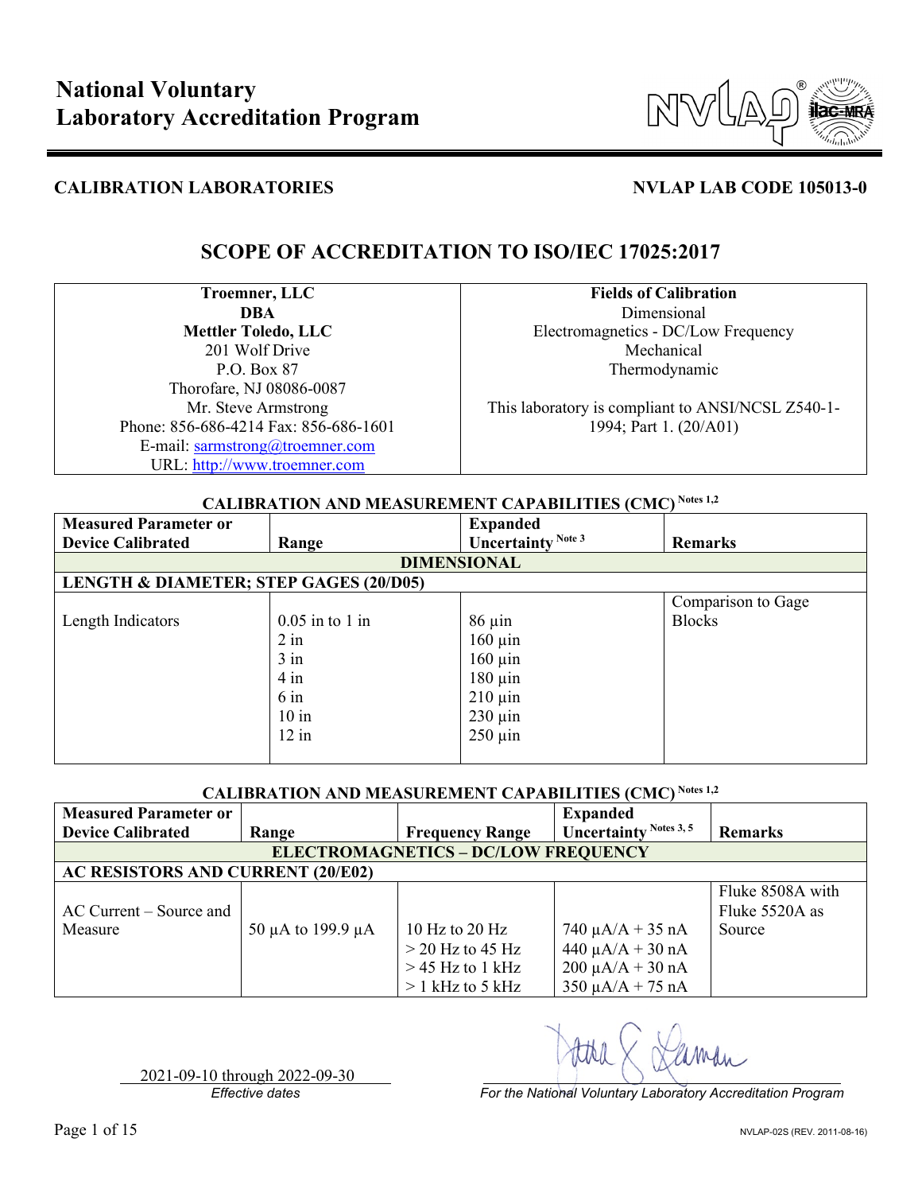# National Voluntary Laboratory Accreditation Program

**CALIBRATION LABORATORIES** **NVLAP LAB CODE 105013-0**

## SCOPE OF ACCREDITATION TO ISO/IEC 17025:2017

| Troemner, LLC<br>DBA<br>Mettler Toledo, LLC<br>201 Wolf Drive<br>P.O. Box 87<br>Thorofare, NJ 08086-0087<br>Mr. Steve Armstrong<br>Phone: 856-686-4214 Fax: 856-686-1601<br>E-mail: sarmstrong@troemner.com<br>URL: http://www.troemner.com | **Fields of Calibration**<br>Dimensional<br>Electromagnetics - DC/Low Frequency<br>Mechanical<br>Thermodynamic<br><br>This laboratory is compliant to ANSI/NCSL Z540-1-1994; Part 1. (20/A01) |
|---|---|

### CALIBRATION AND MEASUREMENT CAPABILITIES (CMC) Notes 1,2

| Measured Parameter or Device Calibrated | Range | Expanded Uncertainty Note 3 | Remarks |
|---|---|---|---|
| **DIMENSIONAL** | | | |
| **LENGTH & DIAMETER; STEP GAGES (20/D05)** | | | |
| Length Indicators | 0.05 in to 1 in<br>2 in<br>3 in<br>4 in<br>6 in<br>10 in<br>12 in | 86 µin<br>160 µin<br>160 µin<br>180 µin<br>210 µin<br>230 µin<br>250 µin | Comparison to Gage Blocks |

### CALIBRATION AND MEASUREMENT CAPABILITIES (CMC) Notes 1,2

| Measured Parameter or Device Calibrated | Range | Frequency Range | Expanded Uncertainty Notes 3, 5 | Remarks |
|---|---|---|---|---|
| **ELECTROMAGNETICS – DC/LOW FREQUENCY** | | | | |
| **AC RESISTORS AND CURRENT (20/E02)** | | | | |
| AC Current – Source and Measure | 50 µA to 199.9 µA | 10 Hz to 20 Hz<br>> 20 Hz to 45 Hz<br>> 45 Hz to 1 kHz<br>> 1 kHz to 5 kHz | 740 µA/A + 35 nA<br>440 µA/A + 30 nA<br>200 µA/A + 30 nA<br>350 µA/A + 75 nA | Fluke 8508A with Fluke 5520A as Source |

2021-09-10 through 2022-09-30
*Effective dates*

*For the National Voluntary Laboratory Accreditation Program*

NVLAP-02S (REV. 2011-08-16)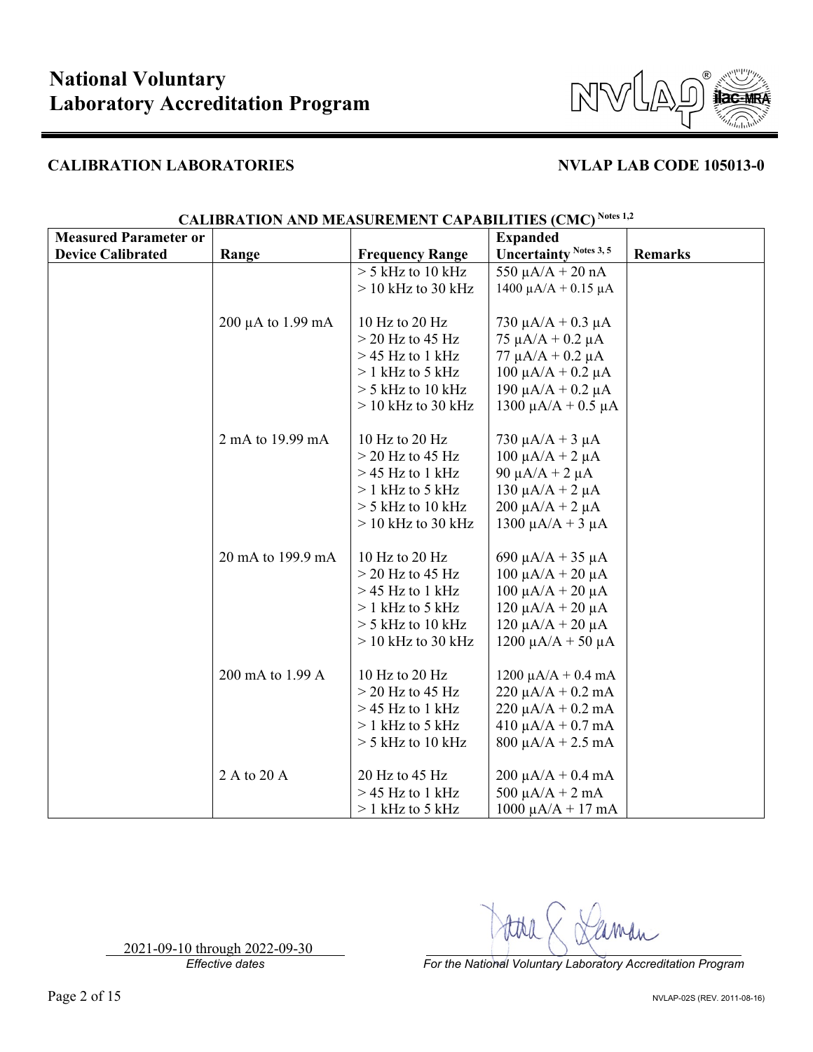# National Voluntary Laboratory Accreditation Program

**CALIBRATION LABORATORIES** **NVLAP LAB CODE 105013-0**

**CALIBRATION AND MEASUREMENT CAPABILITIES (CMC)** Notes 1,2

| Measured Parameter or Device Calibrated | Range | Frequency Range | Expanded Uncertainty Notes 3, 5 | Remarks |
|---|---|---|---|---|
| | | > 5 kHz to 10 kHz | 550 µA/A + 20 nA | |
| | | > 10 kHz to 30 kHz | 1400 µA/A + 0.15 µA | |
| | 200 µA to 1.99 mA | 10 Hz to 20 Hz | 730 µA/A + 0.3 µA | |
| | | > 20 Hz to 45 Hz | 75 µA/A + 0.2 µA | |
| | | > 45 Hz to 1 kHz | 77 µA/A + 0.2 µA | |
| | | > 1 kHz to 5 kHz | 100 µA/A + 0.2 µA | |
| | | > 5 kHz to 10 kHz | 190 µA/A + 0.2 µA | |
| | | > 10 kHz to 30 kHz | 1300 µA/A + 0.5 µA | |
| | 2 mA to 19.99 mA | 10 Hz to 20 Hz | 730 µA/A + 3 µA | |
| | | > 20 Hz to 45 Hz | 100 µA/A + 2 µA | |
| | | > 45 Hz to 1 kHz | 90 µA/A + 2 µA | |
| | | > 1 kHz to 5 kHz | 130 µA/A + 2 µA | |
| | | > 5 kHz to 10 kHz | 200 µA/A + 2 µA | |
| | | > 10 kHz to 30 kHz | 1300 µA/A + 3 µA | |
| | 20 mA to 199.9 mA | 10 Hz to 20 Hz | 690 µA/A + 35 µA | |
| | | > 20 Hz to 45 Hz | 100 µA/A + 20 µA | |
| | | > 45 Hz to 1 kHz | 100 µA/A + 20 µA | |
| | | > 1 kHz to 5 kHz | 120 µA/A + 20 µA | |
| | | > 5 kHz to 10 kHz | 120 µA/A + 20 µA | |
| | | > 10 kHz to 30 kHz | 1200 µA/A + 50 µA | |
| | 200 mA to 1.99 A | 10 Hz to 20 Hz | 1200 µA/A + 0.4 mA | |
| | | > 20 Hz to 45 Hz | 220 µA/A + 0.2 mA | |
| | | > 45 Hz to 1 kHz | 220 µA/A + 0.2 mA | |
| | | > 1 kHz to 5 kHz | 410 µA/A + 0.7 mA | |
| | | > 5 kHz to 10 kHz | 800 µA/A + 2.5 mA | |
| | 2 A to 20 A | 20 Hz to 45 Hz | 200 µA/A + 0.4 mA | |
| | | > 45 Hz to 1 kHz | 500 µA/A + 2 mA | |
| | | > 1 kHz to 5 kHz | 1000 µA/A + 17 mA | |

2021-09-10 through 2022-09-30
*Effective dates*

*For the National Voluntary Laboratory Accreditation Program*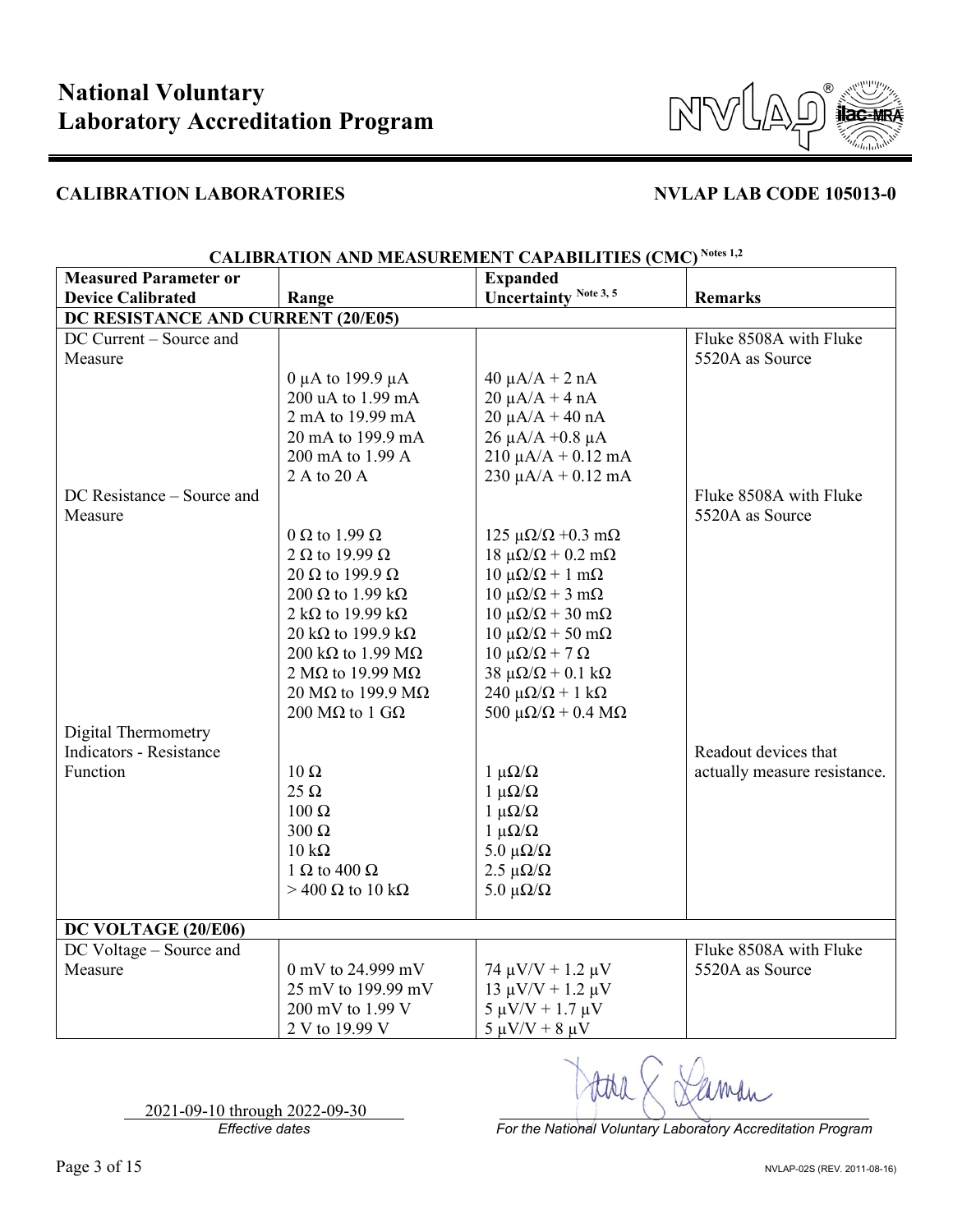# National Voluntary Laboratory Accreditation Program

**CALIBRATION LABORATORIES** **NVLAP LAB CODE 105013-0**

**CALIBRATION AND MEASUREMENT CAPABILITIES (CMC)** Notes 1,2

| Measured Parameter or Device Calibrated | Range | Expanded Uncertainty Note 3, 5 | Remarks |
|---|---|---|---|
| **DC RESISTANCE AND CURRENT (20/E05)** | | | |
| DC Current – Source and Measure | | | Fluke 8508A with Fluke 5520A as Source |
| | 0 µA to 199.9 µA | 40 µA/A + 2 nA | |
| | 200 uA to 1.99 mA | 20 µA/A + 4 nA | |
| | 2 mA to 19.99 mA | 20 µA/A + 40 nA | |
| | 20 mA to 199.9 mA | 26 µA/A +0.8 µA | |
| | 200 mA to 1.99 A | 210 µA/A + 0.12 mA | |
| | 2 A to 20 A | 230 µA/A + 0.12 mA | |
| DC Resistance – Source and Measure | | | Fluke 8508A with Fluke 5520A as Source |
| | 0 Ω to 1.99 Ω | 125 µΩ/Ω +0.3 mΩ | |
| | 2 Ω to 19.99 Ω | 18 µΩ/Ω + 0.2 mΩ | |
| | 20 Ω to 199.9 Ω | 10 µΩ/Ω + 1 mΩ | |
| | 200 Ω to 1.99 kΩ | 10 µΩ/Ω + 3 mΩ | |
| | 2 kΩ to 19.99 kΩ | 10 µΩ/Ω + 30 mΩ | |
| | 20 kΩ to 199.9 kΩ | 10 µΩ/Ω + 50 mΩ | |
| | 200 kΩ to 1.99 MΩ | 10 µΩ/Ω + 7 Ω | |
| | 2 MΩ to 19.99 MΩ | 38 µΩ/Ω + 0.1 kΩ | |
| | 20 MΩ to 199.9 MΩ | 240 µΩ/Ω + 1 kΩ | |
| | 200 MΩ to 1 GΩ | 500 µΩ/Ω + 0.4 MΩ | |
| Digital Thermometry Indicators - Resistance Function | | | Readout devices that actually measure resistance. |
| | 10 Ω | 1 µΩ/Ω | |
| | 25 Ω | 1 µΩ/Ω | |
| | 100 Ω | 1 µΩ/Ω | |
| | 300 Ω | 1 µΩ/Ω | |
| | 10 kΩ | 5.0 µΩ/Ω | |
| | 1 Ω to 400 Ω | 2.5 µΩ/Ω | |
| | > 400 Ω to 10 kΩ | 5.0 µΩ/Ω | |
| **DC VOLTAGE (20/E06)** | | | |
| DC Voltage – Source and Measure | | | Fluke 8508A with Fluke 5520A as Source |
| | 0 mV to 24.999 mV | 74 µV/V + 1.2 µV | |
| | 25 mV to 199.99 mV | 13 µV/V + 1.2 µV | |
| | 200 mV to 1.99 V | 5 µV/V + 1.7 µV | |
| | 2 V to 19.99 V | 5 µV/V + 8 µV | |

2021-09-10 through 2022-09-30
*Effective dates*

*For the National Voluntary Laboratory Accreditation Program*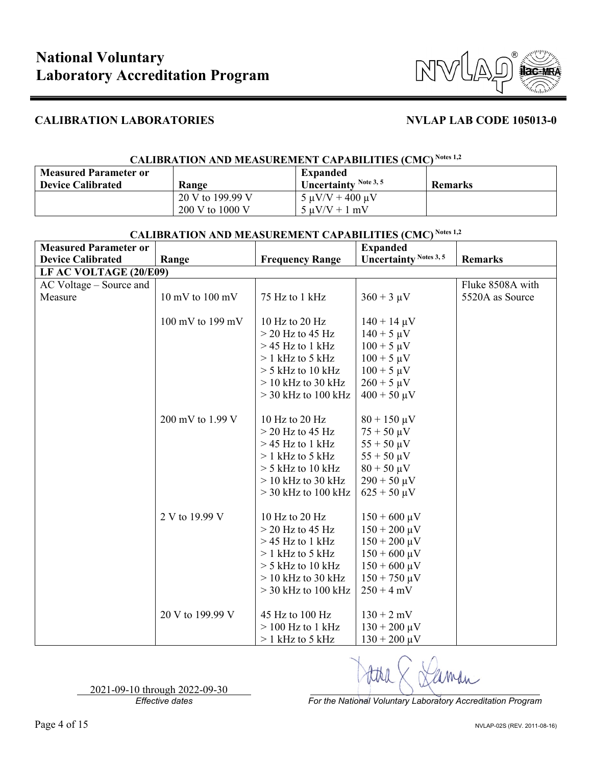## CALIBRATION LABORATORIES

**NVLAP LAB CODE 105013-0**

### CALIBRATION AND MEASUREMENT CAPABILITIES (CMC) Notes 1,2

| Measured Parameter or Device Calibrated | Range | Expanded Uncertainty Note 3, 5 | Remarks |
|---|---|---|---|
| | 20 V to 199.99 V | 5 µV/V + 400 µV | |
| | 200 V to 1000 V | 5 µV/V + 1 mV | |

### CALIBRATION AND MEASUREMENT CAPABILITIES (CMC) Notes 1,2

| Measured Parameter or Device Calibrated | Range | Frequency Range | Expanded Uncertainty Notes 3, 5 | Remarks |
|---|---|---|---|---|
| **LF AC VOLTAGE (20/E09)** | | | | |
| AC Voltage – Source and Measure | 10 mV to 100 mV | 75 Hz to 1 kHz | 360 + 3 µV | Fluke 8508A with 5520A as Source |
| | 100 mV to 199 mV | 10 Hz to 20 Hz | 140 + 14 µV | |
| | | > 20 Hz to 45 Hz | 140 + 5 µV | |
| | | > 45 Hz to 1 kHz | 100 + 5 µV | |
| | | > 1 kHz to 5 kHz | 100 + 5 µV | |
| | | > 5 kHz to 10 kHz | 100 + 5 µV | |
| | | > 10 kHz to 30 kHz | 260 + 5 µV | |
| | | > 30 kHz to 100 kHz | 400 + 50 µV | |
| | 200 mV to 1.99 V | 10 Hz to 20 Hz | 80 + 150 µV | |
| | | > 20 Hz to 45 Hz | 75 + 50 µV | |
| | | > 45 Hz to 1 kHz | 55 + 50 µV | |
| | | > 1 kHz to 5 kHz | 55 + 50 µV | |
| | | > 5 kHz to 10 kHz | 80 + 50 µV | |
| | | > 10 kHz to 30 kHz | 290 + 50 µV | |
| | | > 30 kHz to 100 kHz | 625 + 50 µV | |
| | 2 V to 19.99 V | 10 Hz to 20 Hz | 150 + 600 µV | |
| | | > 20 Hz to 45 Hz | 150 + 200 µV | |
| | | > 45 Hz to 1 kHz | 150 + 200 µV | |
| | | > 1 kHz to 5 kHz | 150 + 600 µV | |
| | | > 5 kHz to 10 kHz | 150 + 600 µV | |
| | | > 10 kHz to 30 kHz | 150 + 750 µV | |
| | | > 30 kHz to 100 kHz | 250 + 4 mV | |
| | 20 V to 199.99 V | 45 Hz to 100 Hz | 130 + 2 mV | |
| | | > 100 Hz to 1 kHz | 130 + 200 µV | |
| | | > 1 kHz to 5 kHz | 130 + 200 µV | |

2021-09-10 through 2022-09-30
*Effective dates*

*For the National Voluntary Laboratory Accreditation Program*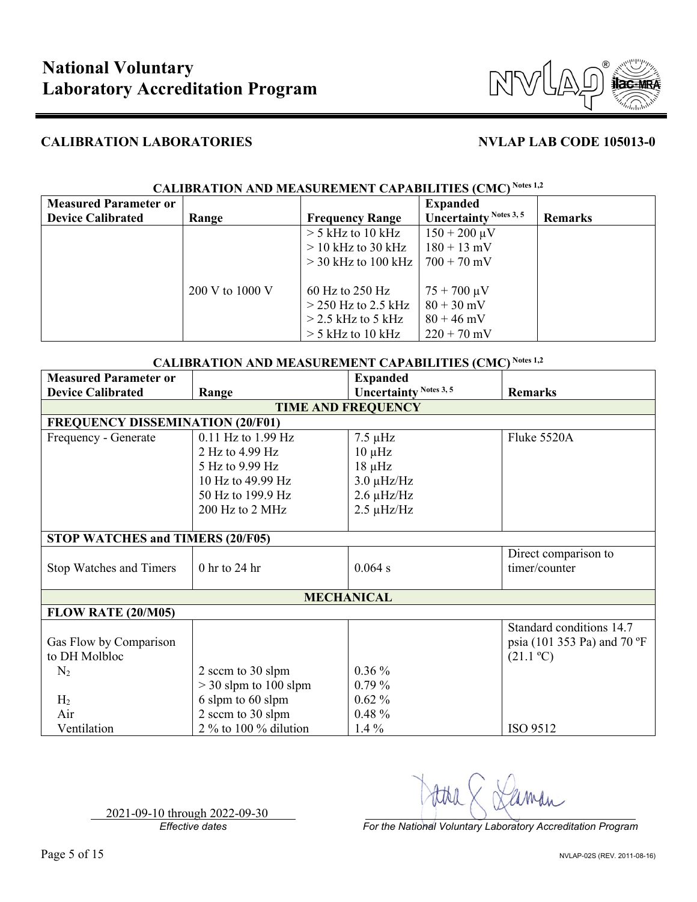# National Voluntary Laboratory Accreditation Program

## CALIBRATION LABORATORIES

**NVLAP LAB CODE 105013-0**

### CALIBRATION AND MEASUREMENT CAPABILITIES (CMC) Notes 1,2

| Measured Parameter or Device Calibrated | Range | Frequency Range | Expanded Uncertainty Notes 3, 5 | Remarks |
|---|---|---|---|---|
| | | > 5 kHz to 10 kHz | 150 + 200 μV | |
| | | > 10 kHz to 30 kHz | 180 + 13 mV | |
| | | > 30 kHz to 100 kHz | 700 + 70 mV | |
| | 200 V to 1000 V | 60 Hz to 250 Hz | 75 + 700 μV | |
| | | > 250 Hz to 2.5 kHz | 80 + 30 mV | |
| | | > 2.5 kHz to 5 kHz | 80 + 46 mV | |
| | | > 5 kHz to 10 kHz | 220 + 70 mV | |

### CALIBRATION AND MEASUREMENT CAPABILITIES (CMC) Notes 1,2

| Measured Parameter or Device Calibrated | Range | Expanded Uncertainty Notes 3, 5 | Remarks |
|---|---|---|---|
| **TIME AND FREQUENCY** | | | |
| **FREQUENCY DISSEMINATION (20/F01)** | | | |
| Frequency - Generate | 0.11 Hz to 1.99 Hz | 7.5 μHz | Fluke 5520A |
| | 2 Hz to 4.99 Hz | 10 μHz | |
| | 5 Hz to 9.99 Hz | 18 μHz | |
| | 10 Hz to 49.99 Hz | 3.0 μHz/Hz | |
| | 50 Hz to 199.9 Hz | 2.6 μHz/Hz | |
| | 200 Hz to 2 MHz | 2.5 μHz/Hz | |
| **STOP WATCHES and TIMERS (20/F05)** | | | |
| Stop Watches and Timers | 0 hr to 24 hr | 0.064 s | Direct comparison to timer/counter |
| **MECHANICAL** | | | |
| **FLOW RATE (20/M05)** | | | |
| Gas Flow by Comparison to DH Molbloc | | | Standard conditions 14.7 psia (101 353 Pa) and 70 ºF (21.1 ºC) |
| $N_2$ | 2 sccm to 30 slpm | 0.36 % | |
| | > 30 slpm to 100 slpm | 0.79 % | |
| $H_2$ | 6 slpm to 60 slpm | 0.62 % | |
| Air | 2 sccm to 30 slpm | 0.48 % | |
| Ventilation | 2 % to 100 % dilution | 1.4 % | ISO 9512 |

2021-09-10 through 2022-09-30
*Effective dates*

*For the National Voluntary Laboratory Accreditation Program*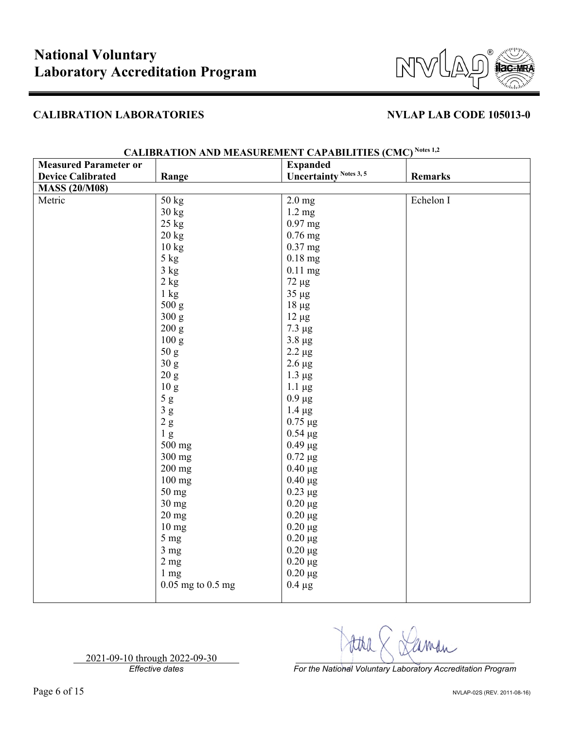# National Voluntary Laboratory Accreditation Program

## CALIBRATION LABORATORIES

**NVLAP LAB CODE 105013-0**

### CALIBRATION AND MEASUREMENT CAPABILITIES (CMC) Notes 1,2

| Measured Parameter or Device Calibrated | Range | Expanded Uncertainty Notes 3, 5 | Remarks |
|---|---|---|---|
| **MASS (20/M08)** | | | |
| Metric | 50 kg | 2.0 mg | Echelon I |
| | 30 kg | 1.2 mg | |
| | 25 kg | 0.97 mg | |
| | 20 kg | 0.76 mg | |
| | 10 kg | 0.37 mg | |
| | 5 kg | 0.18 mg | |
| | 3 kg | 0.11 mg | |
| | 2 kg | 72 µg | |
| | 1 kg | 35 µg | |
| | 500 g | 18 µg | |
| | 300 g | 12 µg | |
| | 200 g | 7.3 µg | |
| | 100 g | 3.8 µg | |
| | 50 g | 2.2 µg | |
| | 30 g | 2.6 µg | |
| | 20 g | 1.3 µg | |
| | 10 g | 1.1 µg | |
| | 5 g | 0.9 µg | |
| | 3 g | 1.4 µg | |
| | 2 g | 0.75 µg | |
| | 1 g | 0.54 µg | |
| | 500 mg | 0.49 µg | |
| | 300 mg | 0.72 µg | |
| | 200 mg | 0.40 µg | |
| | 100 mg | 0.40 µg | |
| | 50 mg | 0.23 µg | |
| | 30 mg | 0.20 µg | |
| | 20 mg | 0.20 µg | |
| | 10 mg | 0.20 µg | |
| | 5 mg | 0.20 µg | |
| | 3 mg | 0.20 µg | |
| | 2 mg | 0.20 µg | |
| | 1 mg | 0.20 µg | |
| | 0.05 mg to 0.5 mg | 0.4 µg | |

2021-09-10 through 2022-09-30
*Effective dates*

*For the National Voluntary Laboratory Accreditation Program*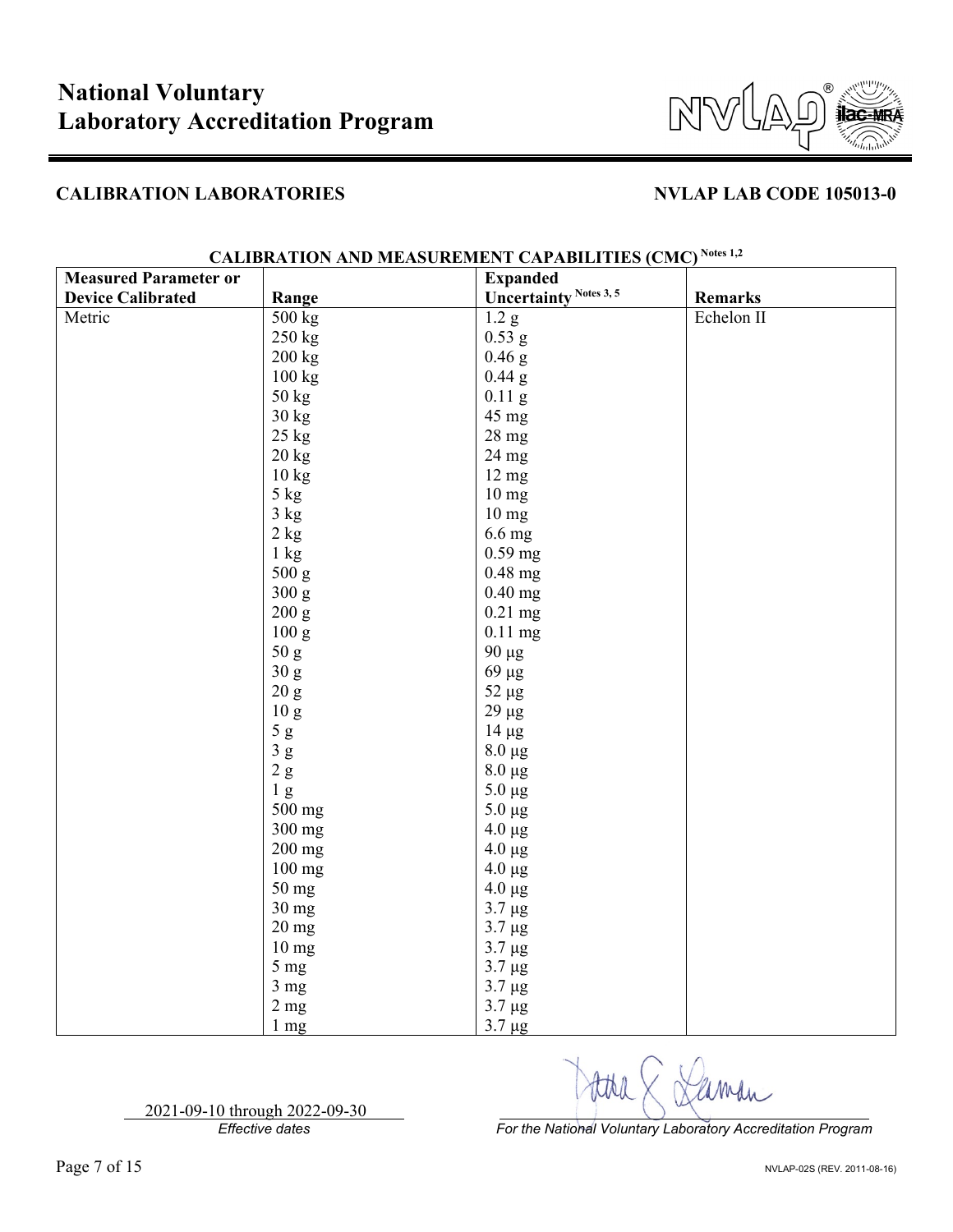# National Voluntary Laboratory Accreditation Program

**CALIBRATION LABORATORIES** **NVLAP LAB CODE 105013-0**

**CALIBRATION AND MEASUREMENT CAPABILITIES (CMC)** Notes 1,2

| Measured Parameter or Device Calibrated | Range | Expanded Uncertainty Notes 3, 5 | Remarks |
|---|---|---|---|
| Metric | 500 kg | 1.2 g | Echelon II |
| | 250 kg | 0.53 g | |
| | 200 kg | 0.46 g | |
| | 100 kg | 0.44 g | |
| | 50 kg | 0.11 g | |
| | 30 kg | 45 mg | |
| | 25 kg | 28 mg | |
| | 20 kg | 24 mg | |
| | 10 kg | 12 mg | |
| | 5 kg | 10 mg | |
| | 3 kg | 10 mg | |
| | 2 kg | 6.6 mg | |
| | 1 kg | 0.59 mg | |
| | 500 g | 0.48 mg | |
| | 300 g | 0.40 mg | |
| | 200 g | 0.21 mg | |
| | 100 g | 0.11 mg | |
| | 50 g | 90 µg | |
| | 30 g | 69 µg | |
| | 20 g | 52 µg | |
| | 10 g | 29 µg | |
| | 5 g | 14 µg | |
| | 3 g | 8.0 µg | |
| | 2 g | 8.0 µg | |
| | 1 g | 5.0 µg | |
| | 500 mg | 5.0 µg | |
| | 300 mg | 4.0 µg | |
| | 200 mg | 4.0 µg | |
| | 100 mg | 4.0 µg | |
| | 50 mg | 4.0 µg | |
| | 30 mg | 3.7 µg | |
| | 20 mg | 3.7 µg | |
| | 10 mg | 3.7 µg | |
| | 5 mg | 3.7 µg | |
| | 3 mg | 3.7 µg | |
| | 2 mg | 3.7 µg | |
| | 1 mg | 3.7 µg | |

2021-09-10 through 2022-09-30
*Effective dates*

*For the National Voluntary Laboratory Accreditation Program*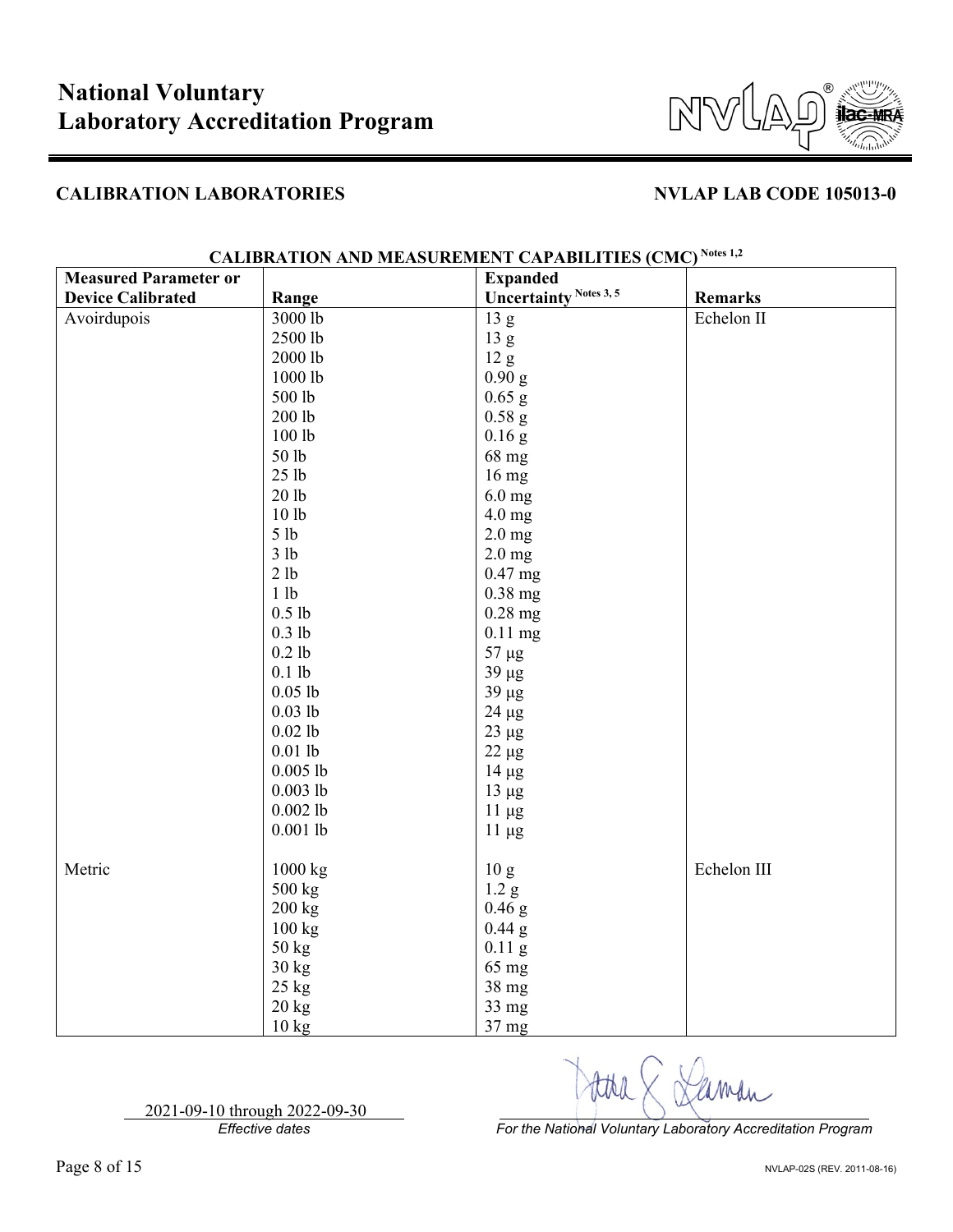# National Voluntary Laboratory Accreditation Program

## CALIBRATION LABORATORIES

**NVLAP LAB CODE 105013-0**

### CALIBRATION AND MEASUREMENT CAPABILITIES (CMC) Notes 1,2

| Measured Parameter or Device Calibrated | Range | Expanded Uncertainty Notes 3, 5 | Remarks |
|---|---|---|---|
| Avoirdupois | 3000 lb | 13 g | Echelon II |
| | 2500 lb | 13 g | |
| | 2000 lb | 12 g | |
| | 1000 lb | 0.90 g | |
| | 500 lb | 0.65 g | |
| | 200 lb | 0.58 g | |
| | 100 lb | 0.16 g | |
| | 50 lb | 68 mg | |
| | 25 lb | 16 mg | |
| | 20 lb | 6.0 mg | |
| | 10 lb | 4.0 mg | |
| | 5 lb | 2.0 mg | |
| | 3 lb | 2.0 mg | |
| | 2 lb | 0.47 mg | |
| | 1 lb | 0.38 mg | |
| | 0.5 lb | 0.28 mg | |
| | 0.3 lb | 0.11 mg | |
| | 0.2 lb | 57 µg | |
| | 0.1 lb | 39 µg | |
| | 0.05 lb | 39 µg | |
| | 0.03 lb | 24 µg | |
| | 0.02 lb | 23 µg | |
| | 0.01 lb | 22 µg | |
| | 0.005 lb | 14 µg | |
| | 0.003 lb | 13 µg | |
| | 0.002 lb | 11 µg | |
| | 0.001 lb | 11 µg | |
| Metric | 1000 kg | 10 g | Echelon III |
| | 500 kg | 1.2 g | |
| | 200 kg | 0.46 g | |
| | 100 kg | 0.44 g | |
| | 50 kg | 0.11 g | |
| | 30 kg | 65 mg | |
| | 25 kg | 38 mg | |
| | 20 kg | 33 mg | |
| | 10 kg | 37 mg | |

2021-09-10 through 2022-09-30
*Effective dates*

*For the National Voluntary Laboratory Accreditation Program*

NVLAP-02S (REV. 2011-08-16)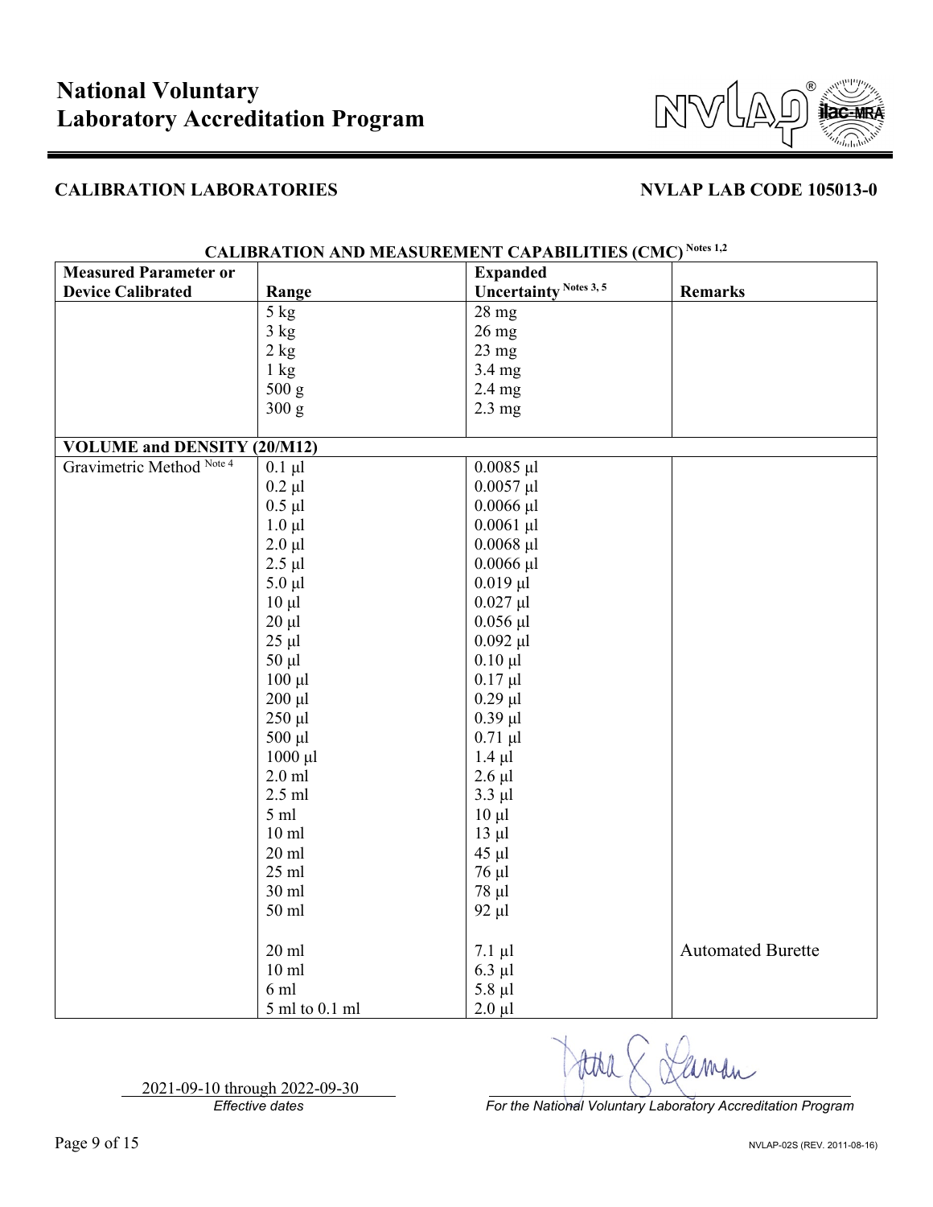# National Voluntary Laboratory Accreditation Program

**CALIBRATION LABORATORIES** **NVLAP LAB CODE 105013-0**

### CALIBRATION AND MEASUREMENT CAPABILITIES (CMC) Notes 1,2

| Measured Parameter or Device Calibrated | Range | Expanded Uncertainty Notes 3, 5 | Remarks |
|---|---|---|---|
| | 5 kg | 28 mg | |
| | 3 kg | 26 mg | |
| | 2 kg | 23 mg | |
| | 1 kg | 3.4 mg | |
| | 500 g | 2.4 mg | |
| | 300 g | 2.3 mg | |
| **VOLUME and DENSITY (20/M12)** | | | |
| Gravimetric Method Note 4 | 0.1 µl | 0.0085 µl | |
| | 0.2 µl | 0.0057 µl | |
| | 0.5 µl | 0.0066 µl | |
| | 1.0 µl | 0.0061 µl | |
| | 2.0 µl | 0.0068 µl | |
| | 2.5 µl | 0.0066 µl | |
| | 5.0 µl | 0.019 µl | |
| | 10 µl | 0.027 µl | |
| | 20 µl | 0.056 µl | |
| | 25 µl | 0.092 µl | |
| | 50 µl | 0.10 µl | |
| | 100 µl | 0.17 µl | |
| | 200 µl | 0.29 µl | |
| | 250 µl | 0.39 µl | |
| | 500 µl | 0.71 µl | |
| | 1000 µl | 1.4 µl | |
| | 2.0 ml | 2.6 µl | |
| | 2.5 ml | 3.3 µl | |
| | 5 ml | 10 µl | |
| | 10 ml | 13 µl | |
| | 20 ml | 45 µl | |
| | 25 ml | 76 µl | |
| | 30 ml | 78 µl | |
| | 50 ml | 92 µl | |
| | 20 ml | 7.1 µl | Automated Burette |
| | 10 ml | 6.3 µl | |
| | 6 ml | 5.8 µl | |
| | 5 ml to 0.1 ml | 2.0 µl | |

2021-09-10 through 2022-09-30
*Effective dates*

*For the National Voluntary Laboratory Accreditation Program*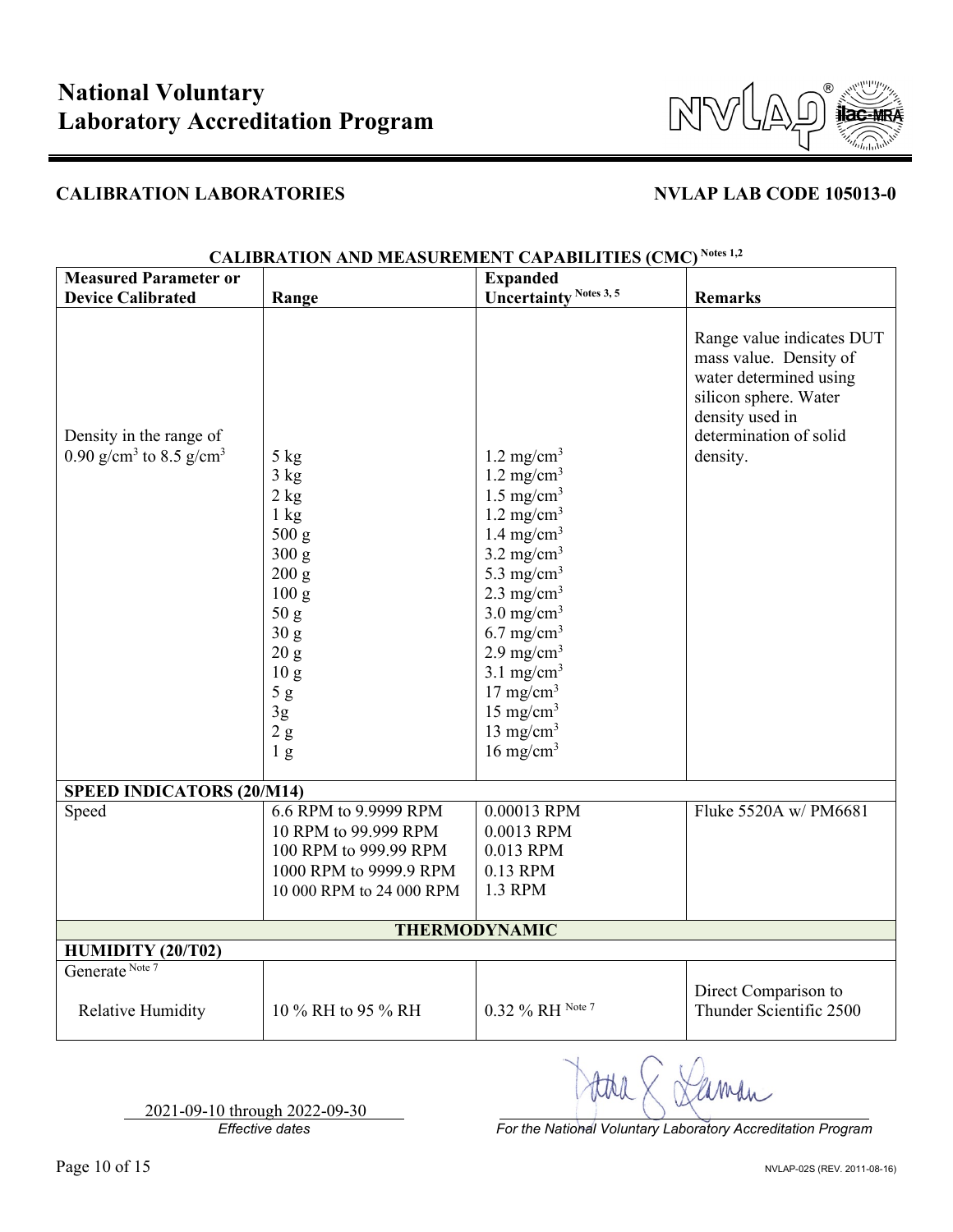# National Voluntary Laboratory Accreditation Program

**CALIBRATION LABORATORIES** **NVLAP LAB CODE 105013-0**

**CALIBRATION AND MEASUREMENT CAPABILITIES (CMC)** Notes 1,2

| Measured Parameter or Device Calibrated | Range | Expanded Uncertainty Notes 3, 5 | Remarks |
|---|---|---|---|
| Density in the range of 0.90 $g/cm^3$ to 8.5 $g/cm^3$ | 5 kg | 1.2 $mg/cm^3$ | Range value indicates DUT mass value. Density of water determined using silicon sphere. Water density used in determination of solid density. |
| | 3 kg | 1.2 $mg/cm^3$ | |
| | 2 kg | 1.5 $mg/cm^3$ | |
| | 1 kg | 1.2 $mg/cm^3$ | |
| | 500 g | 1.4 $mg/cm^3$ | |
| | 300 g | 3.2 $mg/cm^3$ | |
| | 200 g | 5.3 $mg/cm^3$ | |
| | 100 g | 2.3 $mg/cm^3$ | |
| | 50 g | 3.0 $mg/cm^3$ | |
| | 30 g | 6.7 $mg/cm^3$ | |
| | 20 g | 2.9 $mg/cm^3$ | |
| | 10 g | 3.1 $mg/cm^3$ | |
| | 5 g | 17 $mg/cm^3$ | |
| | 3g | 15 $mg/cm^3$ | |
| | 2 g | 13 $mg/cm^3$ | |
| | 1 g | 16 $mg/cm^3$ | |
| **SPEED INDICATORS (20/M14)** | | | |
| Speed | 6.6 RPM to 9.9999 RPM | 0.00013 RPM | Fluke 5520A w/ PM6681 |
| | 10 RPM to 99.999 RPM | 0.0013 RPM | |
| | 100 RPM to 999.99 RPM | 0.013 RPM | |
| | 1000 RPM to 9999.9 RPM | 0.13 RPM | |
| | 10 000 RPM to 24 000 RPM | 1.3 RPM | |
| **THERMODYNAMIC** | | | |
| **HUMIDITY (20/T02)** | | | |
| Generate Note 7 | | | |
| Relative Humidity | 10 % RH to 95 % RH | 0.32 % RH Note 7 | Direct Comparison to Thunder Scientific 2500 |

2021-09-10 through 2022-09-30
*Effective dates*

*For the National Voluntary Laboratory Accreditation Program*

NVLAP-02S (REV. 2011-08-16)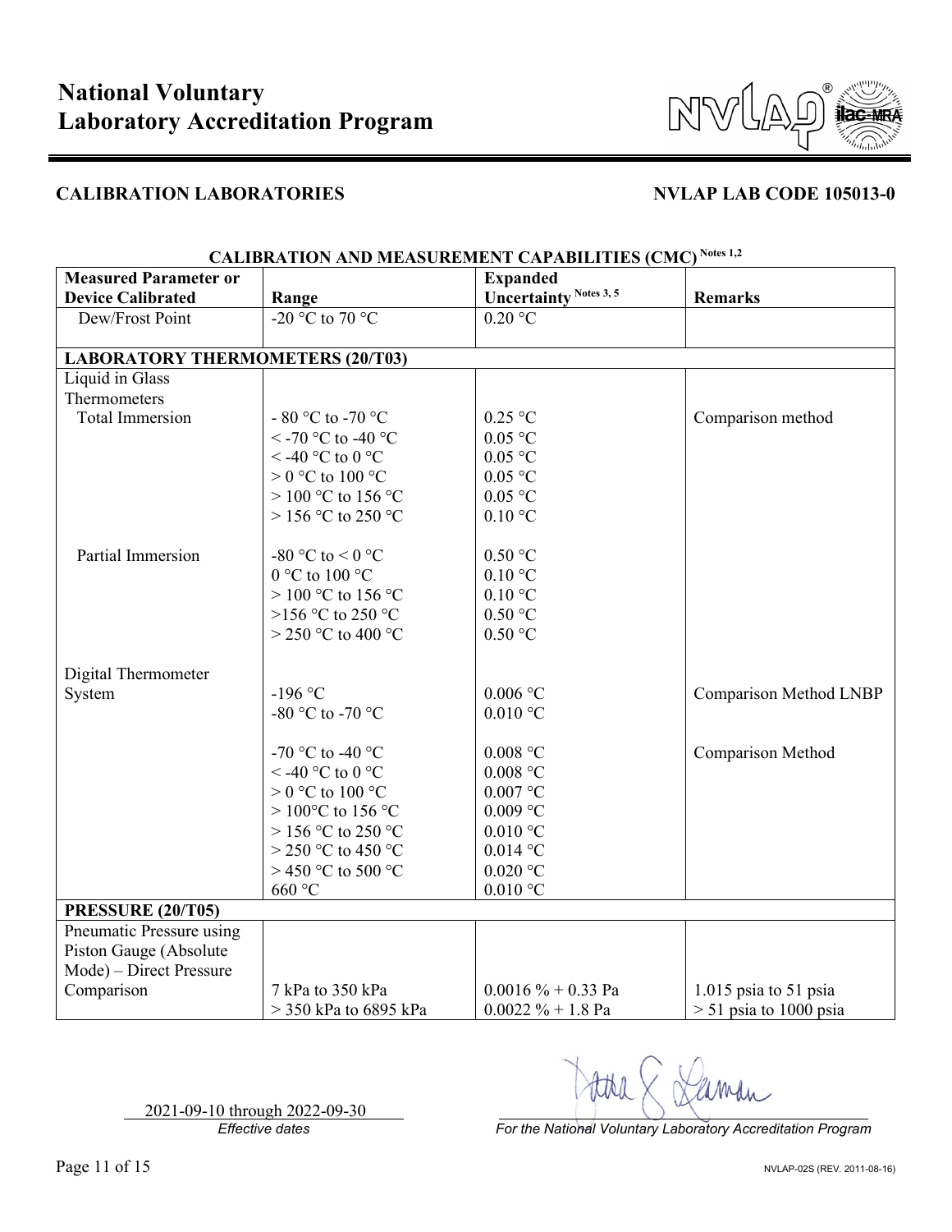# National Voluntary Laboratory Accreditation Program

**CALIBRATION LABORATORIES** **NVLAP LAB CODE 105013-0**

**CALIBRATION AND MEASUREMENT CAPABILITIES (CMC)** Notes 1,2

| Measured Parameter or Device Calibrated | Range | Expanded Uncertainty Notes 3, 5 | Remarks |
|---|---|---|---|
| Dew/Frost Point | -20 °C to 70 °C | 0.20 °C | |
| **LABORATORY THERMOMETERS (20/T03)** | | | |
| Liquid in Glass Thermometers | | | |
| Total Immersion | - 80 °C to -70 °C | 0.25 °C | Comparison method |
| | < -70 °C to -40 °C | 0.05 °C | |
| | < -40 °C to 0 °C | 0.05 °C | |
| | > 0 °C to 100 °C | 0.05 °C | |
| | > 100 °C to 156 °C | 0.05 °C | |
| | > 156 °C to 250 °C | 0.10 °C | |
| Partial Immersion | -80 °C to < 0 °C | 0.50 °C | |
| | 0 °C to 100 °C | 0.10 °C | |
| | > 100 °C to 156 °C | 0.10 °C | |
| | >156 °C to 250 °C | 0.50 °C | |
| | > 250 °C to 400 °C | 0.50 °C | |
| Digital Thermometer System | -196 °C | 0.006 °C | Comparison Method LNBP |
| | -80 °C to -70 °C | 0.010 °C | |
| | -70 °C to -40 °C | 0.008 °C | Comparison Method |
| | < -40 °C to 0 °C | 0.008 °C | |
| | > 0 °C to 100 °C | 0.007 °C | |
| | > 100°C to 156 °C | 0.009 °C | |
| | > 156 °C to 250 °C | 0.010 °C | |
| | > 250 °C to 450 °C | 0.014 °C | |
| | > 450 °C to 500 °C | 0.020 °C | |
| | 660 °C | 0.010 °C | |
| **PRESSURE (20/T05)** | | | |
| Pneumatic Pressure using Piston Gauge (Absolute Mode) – Direct Pressure Comparison | 7 kPa to 350 kPa | 0.0016 % + 0.33 Pa | 1.015 psia to 51 psia |
| | > 350 kPa to 6895 kPa | 0.0022 % + 1.8 Pa | > 51 psia to 1000 psia |

2021-09-10 through 2022-09-30
*Effective dates*

*For the National Voluntary Laboratory Accreditation Program*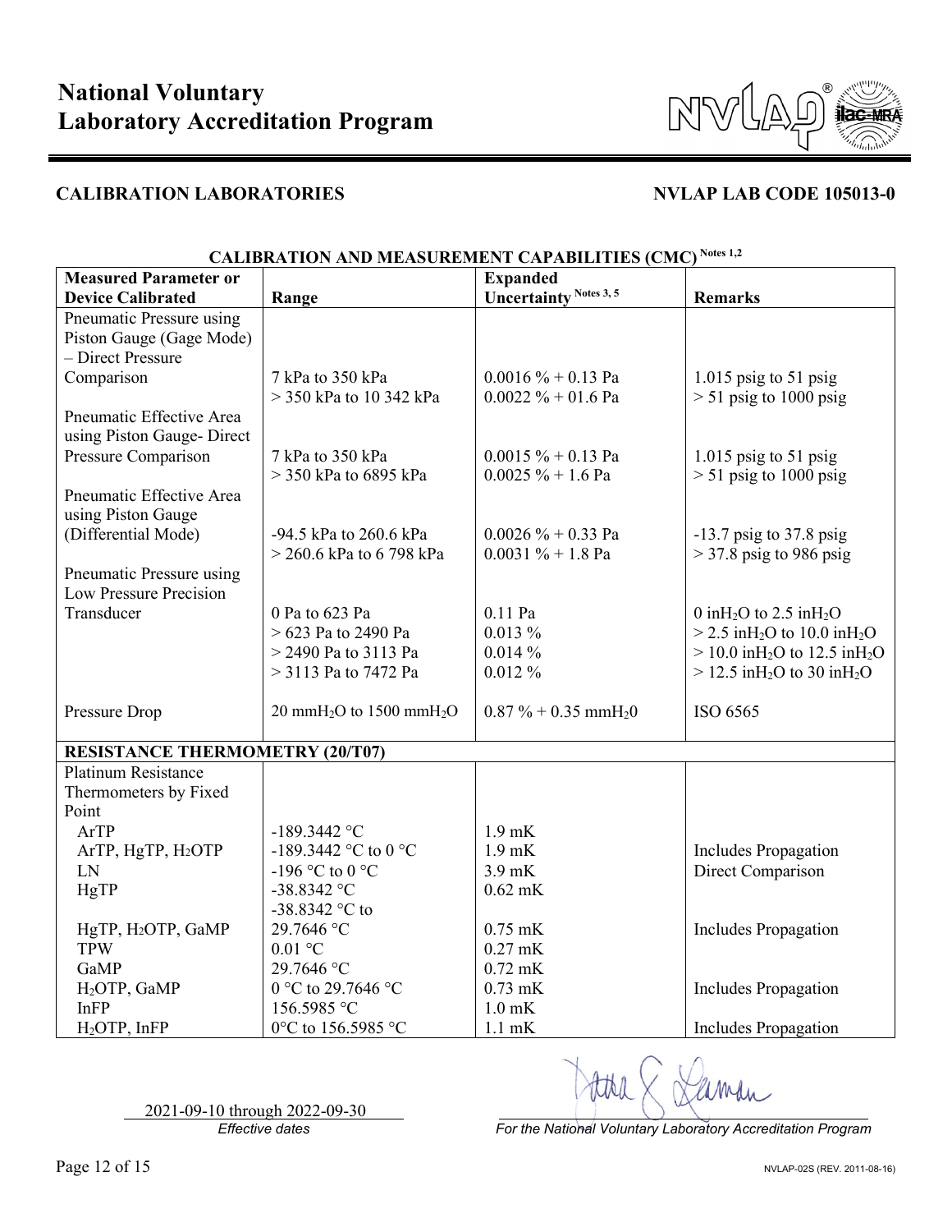# National Voluntary Laboratory Accreditation Program

**CALIBRATION LABORATORIES** **NVLAP LAB CODE 105013-0**

**CALIBRATION AND MEASUREMENT CAPABILITIES (CMC) Notes 1,2**

| Measured Parameter or Device Calibrated | Range | Expanded Uncertainty Notes 3, 5 | Remarks |
|---|---|---|---|
| Pneumatic Pressure using Piston Gauge (Gage Mode) – Direct Pressure Comparison | 7 kPa to 350 kPa | 0.0016 % + 0.13 Pa | 1.015 psig to 51 psig |
| | > 350 kPa to 10 342 kPa | 0.0022 % + 01.6 Pa | > 51 psig to 1000 psig |
| Pneumatic Effective Area using Piston Gauge- Direct Pressure Comparison | 7 kPa to 350 kPa | 0.0015 % + 0.13 Pa | 1.015 psig to 51 psig |
| | > 350 kPa to 6895 kPa | 0.0025 % + 1.6 Pa | > 51 psig to 1000 psig |
| Pneumatic Effective Area using Piston Gauge (Differential Mode) | -94.5 kPa to 260.6 kPa | 0.0026 % + 0.33 Pa | -13.7 psig to 37.8 psig |
| | > 260.6 kPa to 6 798 kPa | 0.0031 % + 1.8 Pa | > 37.8 psig to 986 psig |
| Pneumatic Pressure using Low Pressure Precision Transducer | 0 Pa to 623 Pa | 0.11 Pa | 0 in$H_2O$ to 2.5 in$H_2O$ |
| | > 623 Pa to 2490 Pa | 0.013 % | > 2.5 in$H_2O$ to 10.0 in$H_2O$ |
| | > 2490 Pa to 3113 Pa | 0.014 % | > 10.0 in$H_2O$ to 12.5 in$H_2O$ |
| | > 3113 Pa to 7472 Pa | 0.012 % | > 12.5 in$H_2O$ to 30 in$H_2O$ |
| Pressure Drop | 20 mm$H_2O$ to 1500 mm$H_2O$ | 0.87 % + 0.35 mm$H_20$ | ISO 6565 |
| **RESISTANCE THERMOMETRY (20/T07)** | | | |
| Platinum Resistance Thermometers by Fixed Point | | | |
| ArTP | -189.3442 °C | 1.9 mK | |
| ArTP, HgTP, $H_2$OTP | -189.3442 °C to 0 °C | 1.9 mK | Includes Propagation |
| LN | -196 °C to 0 °C | 3.9 mK | Direct Comparison |
| HgTP | -38.8342 °C | 0.62 mK | |
| HgTP, $H_2$OTP, GaMP | -38.8342 °C to 29.7646 °C | 0.75 mK | Includes Propagation |
| TPW | 0.01 °C | 0.27 mK | |
| GaMP | 29.7646 °C | 0.72 mK | |
| $H_2$OTP, GaMP | 0 °C to 29.7646 °C | 0.73 mK | Includes Propagation |
| InFP | 156.5985 °C | 1.0 mK | |
| $H_2$OTP, InFP | 0°C to 156.5985 °C | 1.1 mK | Includes Propagation |

2021-09-10 through 2022-09-30
*Effective dates*

*For the National Voluntary Laboratory Accreditation Program*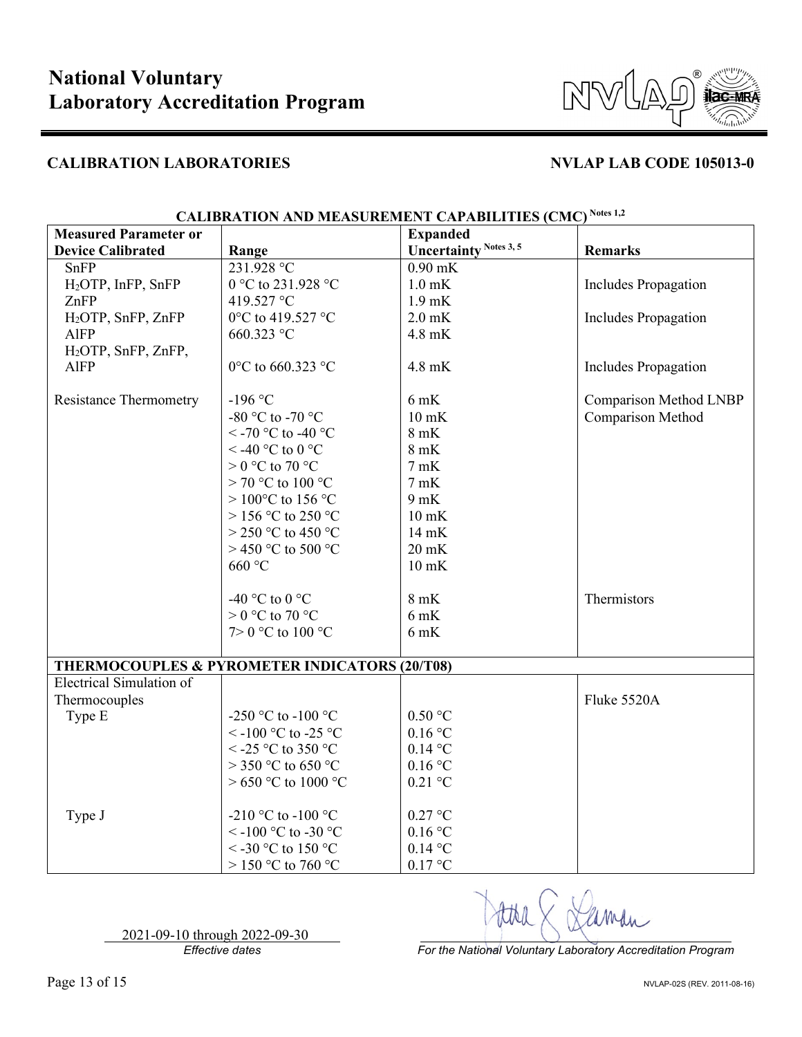# National Voluntary Laboratory Accreditation Program

## CALIBRATION LABORATORIES

## NVLAP LAB CODE 105013-0

**CALIBRATION AND MEASUREMENT CAPABILITIES (CMC)** Notes 1,2

| Measured Parameter or Device Calibrated | Range | Expanded Uncertainty Notes 3, 5 | Remarks |
|---|---|---|---|
| SnFP | 231.928 °C | 0.90 mK | |
| $H_2$OTP, InFP, SnFP | 0 °C to 231.928 °C | 1.0 mK | Includes Propagation |
| ZnFP | 419.527 °C | 1.9 mK | |
| $H_2$OTP, SnFP, ZnFP | 0°C to 419.527 °C | 2.0 mK | Includes Propagation |
| AlFP | 660.323 °C | 4.8 mK | |
| $H_2$OTP, SnFP, ZnFP, AlFP | 0°C to 660.323 °C | 4.8 mK | Includes Propagation |
| | | | |
| Resistance Thermometry | -196 °C | 6 mK | Comparison Method LNBP |
| | -80 °C to -70 °C | 10 mK | Comparison Method |
| | < -70 °C to -40 °C | 8 mK | |
| | < -40 °C to 0 °C | 8 mK | |
| | > 0 °C to 70 °C | 7 mK | |
| | > 70 °C to 100 °C | 7 mK | |
| | > 100°C to 156 °C | 9 mK | |
| | > 156 °C to 250 °C | 10 mK | |
| | > 250 °C to 450 °C | 14 mK | |
| | > 450 °C to 500 °C | 20 mK | |
| | 660 °C | 10 mK | |
| | | | |
| | -40 °C to 0 °C | 8 mK | Thermistors |
| | > 0 °C to 70 °C | 6 mK | |
| | 7> 0 °C to 100 °C | 6 mK | |
| **THERMOCOUPLES & PYROMETER INDICATORS (20/T08)** | | | |
| Electrical Simulation of Thermocouples | | | Fluke 5520A |
| Type E | -250 °C to -100 °C | 0.50 °C | |
| | < -100 °C to -25 °C | 0.16 °C | |
| | < -25 °C to 350 °C | 0.14 °C | |
| | > 350 °C to 650 °C | 0.16 °C | |
| | > 650 °C to 1000 °C | 0.21 °C | |
| | | | |
| Type J | -210 °C to -100 °C | 0.27 °C | |
| | < -100 °C to -30 °C | 0.16 °C | |
| | < -30 °C to 150 °C | 0.14 °C | |
| | > 150 °C to 760 °C | 0.17 °C | |

2021-09-10 through 2022-09-30

*Effective dates*

*For the National Voluntary Laboratory Accreditation Program*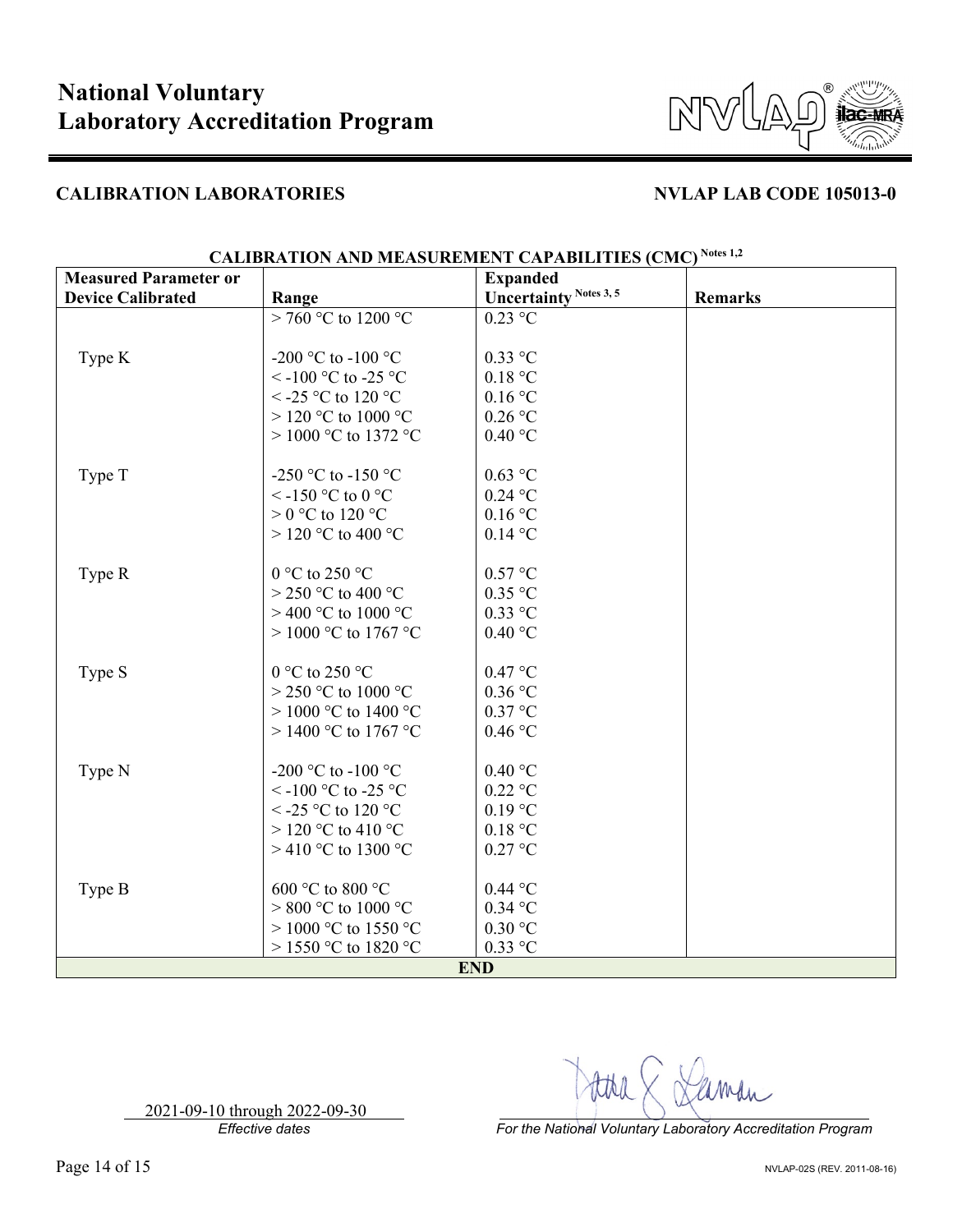# National Voluntary Laboratory Accreditation Program

**CALIBRATION LABORATORIES** **NVLAP LAB CODE 105013-0**

**CALIBRATION AND MEASUREMENT CAPABILITIES (CMC) Notes 1,2**

| Measured Parameter or Device Calibrated | Range | Expanded Uncertainty Notes 3, 5 | Remarks |
|---|---|---|---|
| | > 760 °C to 1200 °C | 0.23 °C | |
| Type K | -200 °C to -100 °C | 0.33 °C | |
| | < -100 °C to -25 °C | 0.18 °C | |
| | < -25 °C to 120 °C | 0.16 °C | |
| | > 120 °C to 1000 °C | 0.26 °C | |
| | > 1000 °C to 1372 °C | 0.40 °C | |
| Type T | -250 °C to -150 °C | 0.63 °C | |
| | < -150 °C to 0 °C | 0.24 °C | |
| | > 0 °C to 120 °C | 0.16 °C | |
| | > 120 °C to 400 °C | 0.14 °C | |
| Type R | 0 °C to 250 °C | 0.57 °C | |
| | > 250 °C to 400 °C | 0.35 °C | |
| | > 400 °C to 1000 °C | 0.33 °C | |
| | > 1000 °C to 1767 °C | 0.40 °C | |
| Type S | 0 °C to 250 °C | 0.47 °C | |
| | > 250 °C to 1000 °C | 0.36 °C | |
| | > 1000 °C to 1400 °C | 0.37 °C | |
| | > 1400 °C to 1767 °C | 0.46 °C | |
| Type N | -200 °C to -100 °C | 0.40 °C | |
| | < -100 °C to -25 °C | 0.22 °C | |
| | < -25 °C to 120 °C | 0.19 °C | |
| | > 120 °C to 410 °C | 0.18 °C | |
| | > 410 °C to 1300 °C | 0.27 °C | |
| Type B | 600 °C to 800 °C | 0.44 °C | |
| | > 800 °C to 1000 °C | 0.34 °C | |
| | > 1000 °C to 1550 °C | 0.30 °C | |
| | > 1550 °C to 1820 °C | 0.33 °C | |
| **END** | | | |

2021-09-10 through 2022-09-30
*Effective dates*

*For the National Voluntary Laboratory Accreditation Program*

NVLAP-02S (REV. 2011-08-16)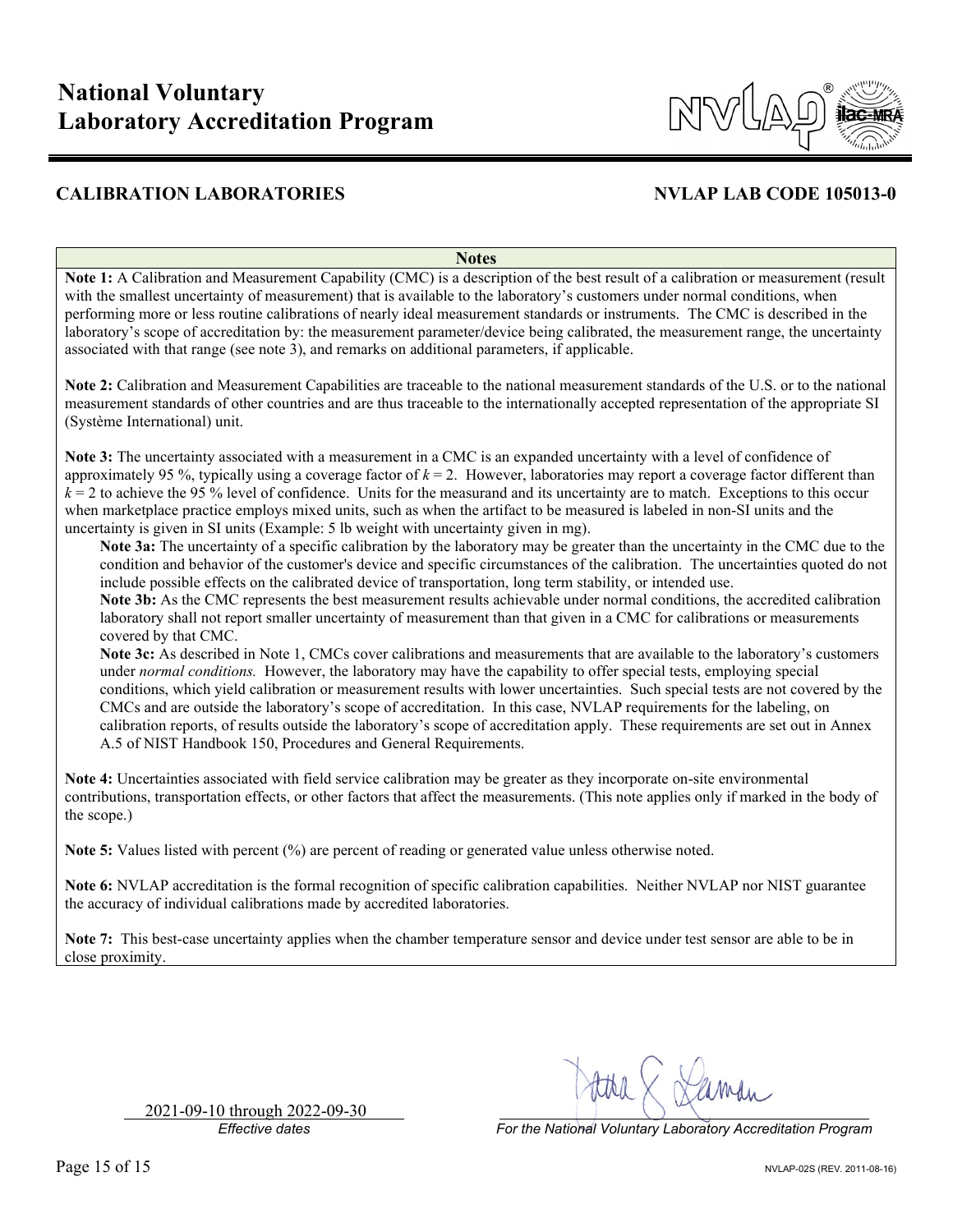# National Voluntary Laboratory Accreditation Program

## CALIBRATION LABORATORIES

**NVLAP LAB CODE 105013-0**

| Notes |
| --- |
| **Note 1:** A Calibration and Measurement Capability (CMC) is a description of the best result of a calibration or measurement (result with the smallest uncertainty of measurement) that is available to the laboratory's customers under normal conditions, when performing more or less routine calibrations of nearly ideal measurement standards or instruments. The CMC is described in the laboratory's scope of accreditation by: the measurement parameter/device being calibrated, the measurement range, the uncertainty associated with that range (see note 3), and remarks on additional parameters, if applicable. |

**Note 2:** Calibration and Measurement Capabilities are traceable to the national measurement standards of the U.S. or to the national measurement standards of other countries and are thus traceable to the internationally accepted representation of the appropriate SI (Système International) unit.

**Note 3:** The uncertainty associated with a measurement in a CMC is an expanded uncertainty with a level of confidence of approximately 95 %, typically using a coverage factor of $k = 2$. However, laboratories may report a coverage factor different than $k = 2$ to achieve the 95 % level of confidence. Units for the measurand and its uncertainty are to match. Exceptions to this occur when marketplace practice employs mixed units, such as when the artifact to be measured is labeled in non-SI units and the uncertainty is given in SI units (Example: 5 lb weight with uncertainty given in mg).

- **Note 3a:** The uncertainty of a specific calibration by the laboratory may be greater than the uncertainty in the CMC due to the condition and behavior of the customer's device and specific circumstances of the calibration. The uncertainties quoted do not include possible effects on the calibrated device of transportation, long term stability, or intended use.
- **Note 3b:** As the CMC represents the best measurement results achievable under normal conditions, the accredited calibration laboratory shall not report smaller uncertainty of measurement than that given in a CMC for calibrations or measurements covered by that CMC.
- **Note 3c:** As described in Note 1, CMCs cover calibrations and measurements that are available to the laboratory's customers under *normal conditions.* However, the laboratory may have the capability to offer special tests, employing special conditions, which yield calibration or measurement results with lower uncertainties. Such special tests are not covered by the CMCs and are outside the laboratory's scope of accreditation. In this case, NVLAP requirements for the labeling, on calibration reports, of results outside the laboratory's scope of accreditation apply. These requirements are set out in Annex A.5 of NIST Handbook 150, Procedures and General Requirements.

**Note 4:** Uncertainties associated with field service calibration may be greater as they incorporate on-site environmental contributions, transportation effects, or other factors that affect the measurements. (This note applies only if marked in the body of the scope.)

**Note 5:** Values listed with percent (%) are percent of reading or generated value unless otherwise noted.

**Note 6:** NVLAP accreditation is the formal recognition of specific calibration capabilities. Neither NVLAP nor NIST guarantee the accuracy of individual calibrations made by accredited laboratories.

**Note 7:** This best-case uncertainty applies when the chamber temperature sensor and device under test sensor are able to be in close proximity.

2021-09-10 through 2022-09-30
*Effective dates*

*For the National Voluntary Laboratory Accreditation Program*

NVLAP-02S (REV. 2011-08-16)